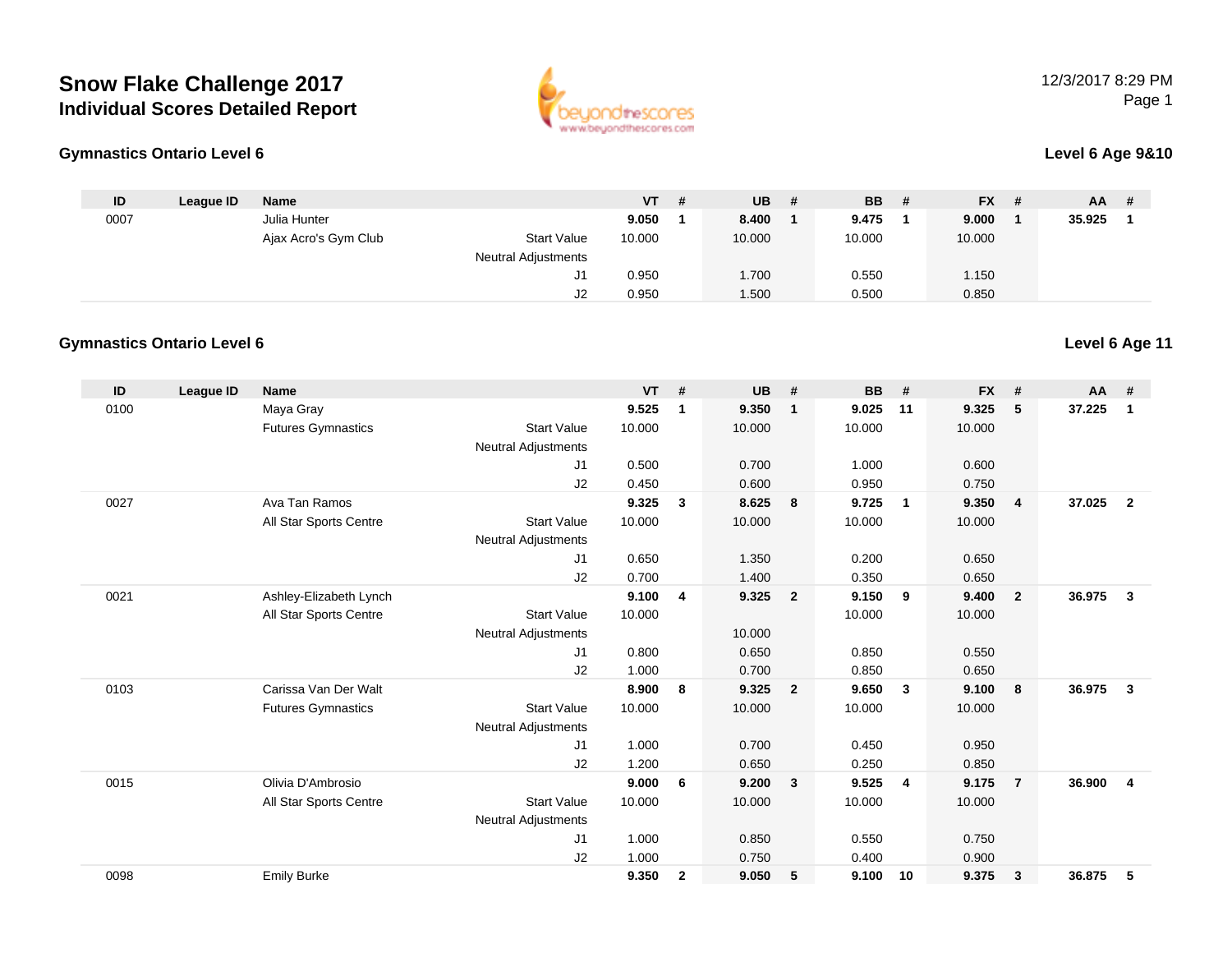# Snow Flake Challenge 2017

## Individual Scores Detailed Report

12/3/2017 8:29 PM

### Gymnastics Ontario Level 6

**Level 6 Age 9&10**

| ID | League ID | Name | | VT | # | UB | # | BB | # | FX | # | AA | # |
|---|---|---|---|---|---|---|---|---|---|---|---|---|---|
| 0007 | | Julia Hunter | | **9.050** | **1** | **8.400** | **1** | **9.475** | **1** | **9.000** | **1** | **35.925** | **1** |
| | | Ajax Acro's Gym Club | Start Value | 10.000 | | 10.000 | | 10.000 | | 10.000 | | | |
| | | | Neutral Adjustments | | | | | | | | | | |
| | | | J1 | 0.950 | | 1.700 | | 0.550 | | 1.150 | | | |
| | | | J2 | 0.950 | | 1.500 | | 0.500 | | 0.850 | | | |

### Gymnastics Ontario Level 6

**Level 6 Age 11**

| ID | League ID | Name | | VT | # | UB | # | BB | # | FX | # | AA | # |
|---|---|---|---|---|---|---|---|---|---|---|---|---|---|
| 0100 | | Maya Gray | | **9.525** | **1** | **9.350** | **1** | **9.025** | **11** | **9.325** | **5** | **37.225** | **1** |
| | | Futures Gymnastics | Start Value | 10.000 | | 10.000 | | 10.000 | | 10.000 | | | |
| | | | Neutral Adjustments | | | | | | | | | | |
| | | | J1 | 0.500 | | 0.700 | | 1.000 | | 0.600 | | | |
| | | | J2 | 0.450 | | 0.600 | | 0.950 | | 0.750 | | | |
| 0027 | | Ava Tan Ramos | | **9.325** | **3** | **8.625** | **8** | **9.725** | **1** | **9.350** | **4** | **37.025** | **2** |
| | | All Star Sports Centre | Start Value | 10.000 | | 10.000 | | 10.000 | | 10.000 | | | |
| | | | Neutral Adjustments | | | | | | | | | | |
| | | | J1 | 0.650 | | 1.350 | | 0.200 | | 0.650 | | | |
| | | | J2 | 0.700 | | 1.400 | | 0.350 | | 0.650 | | | |
| 0021 | | Ashley-Elizabeth Lynch | | **9.100** | **4** | **9.325** | **2** | **9.150** | **9** | **9.400** | **2** | **36.975** | **3** |
| | | All Star Sports Centre | Start Value | 10.000 | | | | 10.000 | | 10.000 | | | |
| | | | Neutral Adjustments | | | 10.000 | | | | | | | |
| | | | J1 | 0.800 | | 0.650 | | 0.850 | | 0.550 | | | |
| | | | J2 | 1.000 | | 0.700 | | 0.850 | | 0.650 | | | |
| 0103 | | Carissa Van Der Walt | | **8.900** | **8** | **9.325** | **2** | **9.650** | **3** | **9.100** | **8** | **36.975** | **3** |
| | | Futures Gymnastics | Start Value | 10.000 | | 10.000 | | 10.000 | | 10.000 | | | |
| | | | Neutral Adjustments | | | | | | | | | | |
| | | | J1 | 1.000 | | 0.700 | | 0.450 | | 0.950 | | | |
| | | | J2 | 1.200 | | 0.650 | | 0.250 | | 0.850 | | | |
| 0015 | | Olivia D'Ambrosio | | **9.000** | **6** | **9.200** | **3** | **9.525** | **4** | **9.175** | **7** | **36.900** | **4** |
| | | All Star Sports Centre | Start Value | 10.000 | | 10.000 | | 10.000 | | 10.000 | | | |
| | | | Neutral Adjustments | | | | | | | | | | |
| | | | J1 | 1.000 | | 0.850 | | 0.550 | | 0.750 | | | |
| | | | J2 | 1.000 | | 0.750 | | 0.400 | | 0.900 | | | |
| 0098 | | Emily Burke | | **9.350** | **2** | **9.050** | **5** | **9.100** | **10** | **9.375** | **3** | **36.875** | **5** |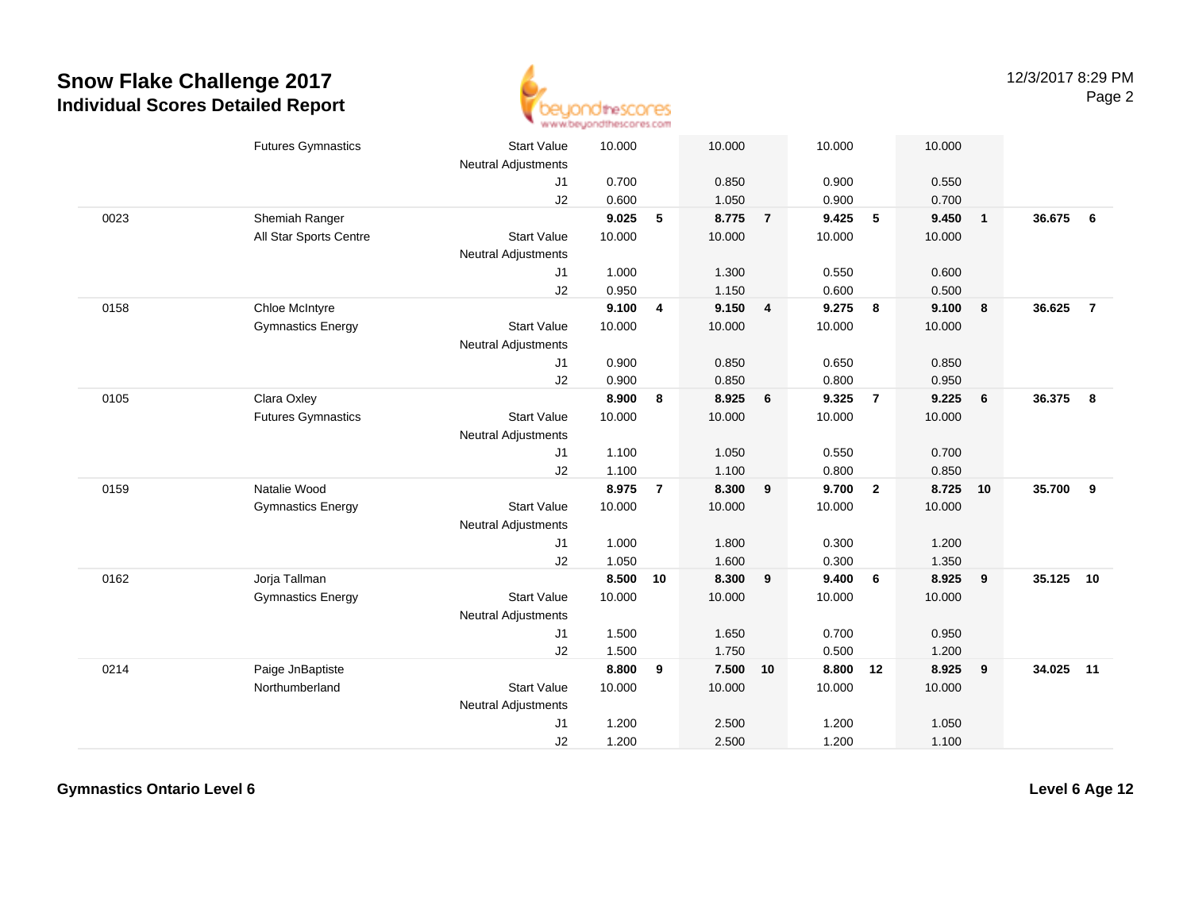# Snow Flake Challenge 2017
## Individual Scores Detailed Report

| | | | | | | | | | | | | |
|---|---|---|---|---|---|---|---|---|---|---|---|---|
| | Futures Gymnastics | Start Value | 10.000 | | 10.000 | | 10.000 | | 10.000 | | | |
| | | Neutral Adjustments | | | | | | | | | | |
| | | J1 | 0.700 | | 0.850 | | 0.900 | | 0.550 | | | |
| | | J2 | 0.600 | | 1.050 | | 0.900 | | 0.700 | | | |
| 0023 | Shemiah Ranger | | **9.025** | **5** | **8.775** | **7** | **9.425** | **5** | **9.450** | **1** | **36.675** | **6** |
| | All Star Sports Centre | Start Value | 10.000 | | 10.000 | | 10.000 | | 10.000 | | | |
| | | Neutral Adjustments | | | | | | | | | | |
| | | J1 | 1.000 | | 1.300 | | 0.550 | | 0.600 | | | |
| | | J2 | 0.950 | | 1.150 | | 0.600 | | 0.500 | | | |
| 0158 | Chloe McIntyre | | **9.100** | **4** | **9.150** | **4** | **9.275** | **8** | **9.100** | **8** | **36.625** | **7** |
| | Gymnastics Energy | Start Value | 10.000 | | 10.000 | | 10.000 | | 10.000 | | | |
| | | Neutral Adjustments | | | | | | | | | | |
| | | J1 | 0.900 | | 0.850 | | 0.650 | | 0.850 | | | |
| | | J2 | 0.900 | | 0.850 | | 0.800 | | 0.950 | | | |
| 0105 | Clara Oxley | | **8.900** | **8** | **8.925** | **6** | **9.325** | **7** | **9.225** | **6** | **36.375** | **8** |
| | Futures Gymnastics | Start Value | 10.000 | | 10.000 | | 10.000 | | 10.000 | | | |
| | | Neutral Adjustments | | | | | | | | | | |
| | | J1 | 1.100 | | 1.050 | | 0.550 | | 0.700 | | | |
| | | J2 | 1.100 | | 1.100 | | 0.800 | | 0.850 | | | |
| 0159 | Natalie Wood | | **8.975** | **7** | **8.300** | **9** | **9.700** | **2** | **8.725** | **10** | **35.700** | **9** |
| | Gymnastics Energy | Start Value | 10.000 | | 10.000 | | 10.000 | | 10.000 | | | |
| | | Neutral Adjustments | | | | | | | | | | |
| | | J1 | 1.000 | | 1.800 | | 0.300 | | 1.200 | | | |
| | | J2 | 1.050 | | 1.600 | | 0.300 | | 1.350 | | | |
| 0162 | Jorja Tallman | | **8.500** | **10** | **8.300** | **9** | **9.400** | **6** | **8.925** | **9** | **35.125** | **10** |
| | Gymnastics Energy | Start Value | 10.000 | | 10.000 | | 10.000 | | 10.000 | | | |
| | | Neutral Adjustments | | | | | | | | | | |
| | | J1 | 1.500 | | 1.650 | | 0.700 | | 0.950 | | | |
| | | J2 | 1.500 | | 1.750 | | 0.500 | | 1.200 | | | |
| 0214 | Paige JnBaptiste | | **8.800** | **9** | **7.500** | **10** | **8.800** | **12** | **8.925** | **9** | **34.025** | **11** |
| | Northumberland | Start Value | 10.000 | | 10.000 | | 10.000 | | 10.000 | | | |
| | | Neutral Adjustments | | | | | | | | | | |
| | | J1 | 1.200 | | 2.500 | | 1.200 | | 1.050 | | | |
| | | J2 | 1.200 | | 2.500 | | 1.200 | | 1.100 | | | |

**Gymnastics Ontario Level 6** | **Level 6 Age 12**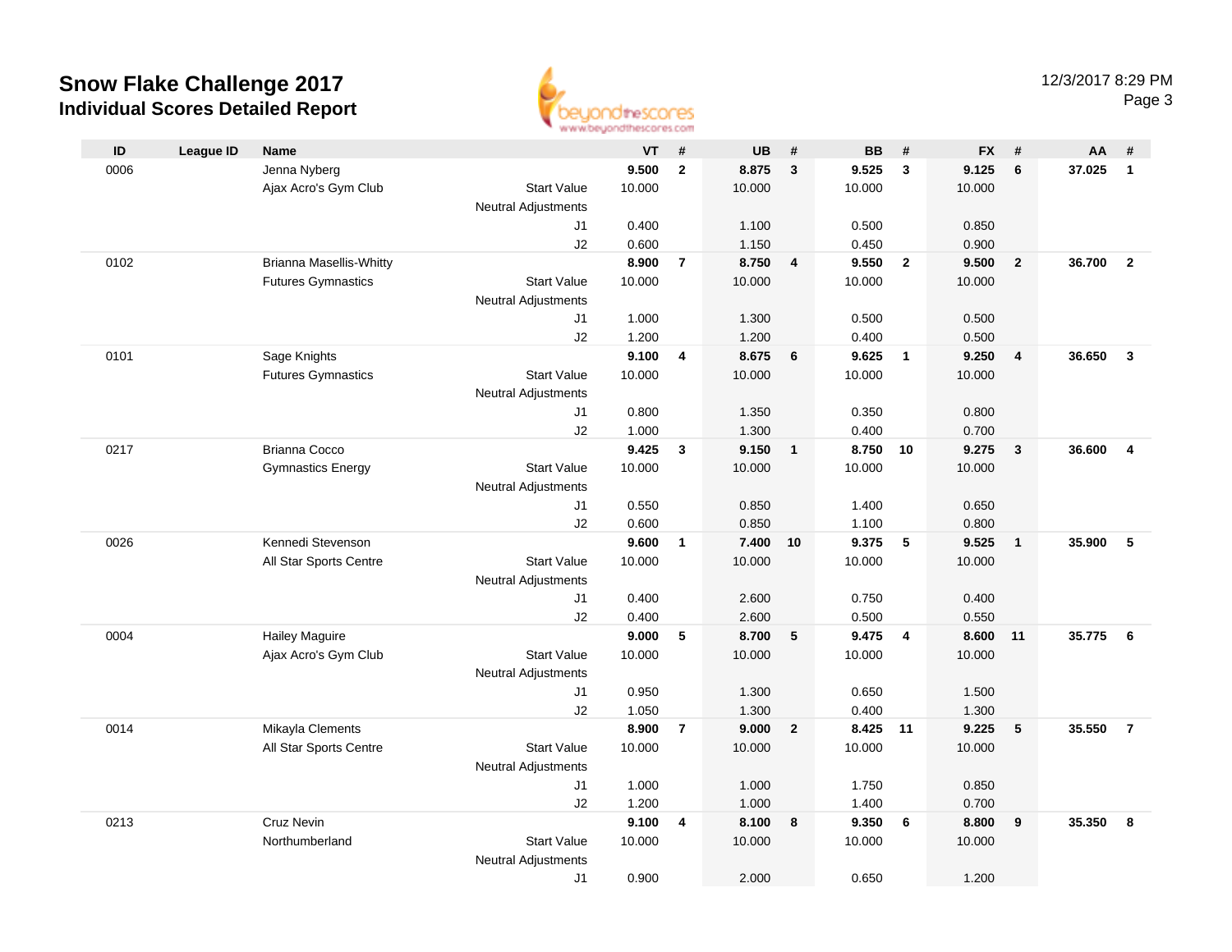# Snow Flake Challenge 2017

## Individual Scores Detailed Report

12/3/2017 8:29 PM

| ID | League ID | Name | | VT | # | UB | # | BB | # | FX | # | AA | # |
|---|---|---|---|---|---|---|---|---|---|---|---|---|---|
| 0006 | | Jenna Nyberg | | **9.500** | **2** | **8.875** | **3** | **9.525** | **3** | **9.125** | **6** | **37.025** | **1** |
| | | Ajax Acro's Gym Club | Start Value | 10.000 | | 10.000 | | 10.000 | | 10.000 | | | |
| | | | Neutral Adjustments | | | | | | | | | | |
| | | | J1 | 0.400 | | 1.100 | | 0.500 | | 0.850 | | | |
| | | | J2 | 0.600 | | 1.150 | | 0.450 | | 0.900 | | | |
| 0102 | | Brianna Masellis-Whitty | | **8.900** | **7** | **8.750** | **4** | **9.550** | **2** | **9.500** | **2** | **36.700** | **2** |
| | | Futures Gymnastics | Start Value | 10.000 | | 10.000 | | 10.000 | | 10.000 | | | |
| | | | Neutral Adjustments | | | | | | | | | | |
| | | | J1 | 1.000 | | 1.300 | | 0.500 | | 0.500 | | | |
| | | | J2 | 1.200 | | 1.200 | | 0.400 | | 0.500 | | | |
| 0101 | | Sage Knights | | **9.100** | **4** | **8.675** | **6** | **9.625** | **1** | **9.250** | **4** | **36.650** | **3** |
| | | Futures Gymnastics | Start Value | 10.000 | | 10.000 | | 10.000 | | 10.000 | | | |
| | | | Neutral Adjustments | | | | | | | | | | |
| | | | J1 | 0.800 | | 1.350 | | 0.350 | | 0.800 | | | |
| | | | J2 | 1.000 | | 1.300 | | 0.400 | | 0.700 | | | |
| 0217 | | Brianna Cocco | | **9.425** | **3** | **9.150** | **1** | **8.750** | **10** | **9.275** | **3** | **36.600** | **4** |
| | | Gymnastics Energy | Start Value | 10.000 | | 10.000 | | 10.000 | | 10.000 | | | |
| | | | Neutral Adjustments | | | | | | | | | | |
| | | | J1 | 0.550 | | 0.850 | | 1.400 | | 0.650 | | | |
| | | | J2 | 0.600 | | 0.850 | | 1.100 | | 0.800 | | | |
| 0026 | | Kennedi Stevenson | | **9.600** | **1** | **7.400** | **10** | **9.375** | **5** | **9.525** | **1** | **35.900** | **5** |
| | | All Star Sports Centre | Start Value | 10.000 | | 10.000 | | 10.000 | | 10.000 | | | |
| | | | Neutral Adjustments | | | | | | | | | | |
| | | | J1 | 0.400 | | 2.600 | | 0.750 | | 0.400 | | | |
| | | | J2 | 0.400 | | 2.600 | | 0.500 | | 0.550 | | | |
| 0004 | | Hailey Maguire | | **9.000** | **5** | **8.700** | **5** | **9.475** | **4** | **8.600** | **11** | **35.775** | **6** |
| | | Ajax Acro's Gym Club | Start Value | 10.000 | | 10.000 | | 10.000 | | 10.000 | | | |
| | | | Neutral Adjustments | | | | | | | | | | |
| | | | J1 | 0.950 | | 1.300 | | 0.650 | | 1.500 | | | |
| | | | J2 | 1.050 | | 1.300 | | 0.400 | | 1.300 | | | |
| 0014 | | Mikayla Clements | | **8.900** | **7** | **9.000** | **2** | **8.425** | **11** | **9.225** | **5** | **35.550** | **7** |
| | | All Star Sports Centre | Start Value | 10.000 | | 10.000 | | 10.000 | | 10.000 | | | |
| | | | Neutral Adjustments | | | | | | | | | | |
| | | | J1 | 1.000 | | 1.000 | | 1.750 | | 0.850 | | | |
| | | | J2 | 1.200 | | 1.000 | | 1.400 | | 0.700 | | | |
| 0213 | | Cruz Nevin | | **9.100** | **4** | **8.100** | **8** | **9.350** | **6** | **8.800** | **9** | **35.350** | **8** |
| | | Northumberland | Start Value | 10.000 | | 10.000 | | 10.000 | | 10.000 | | | |
| | | | Neutral Adjustments | | | | | | | | | | |
| | | | J1 | 0.900 | | 2.000 | | 0.650 | | 1.200 | | | |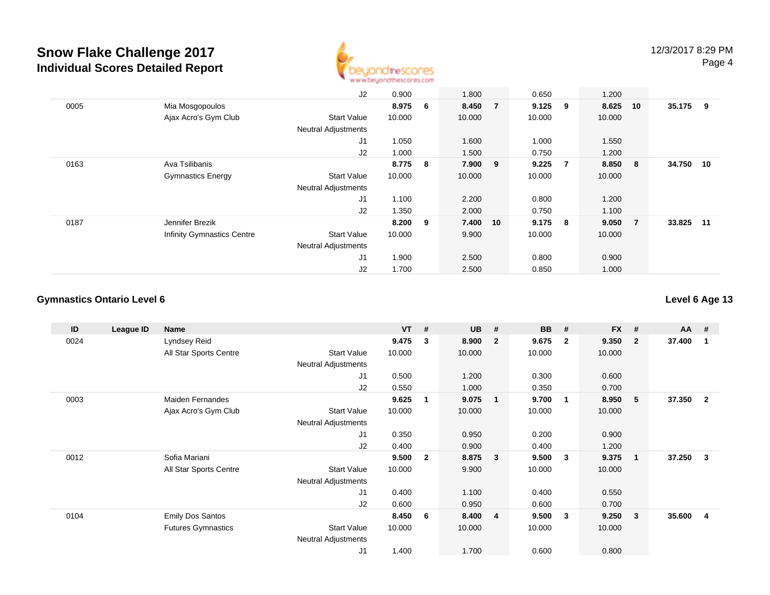# Snow Flake Challenge 2017
## Individual Scores Detailed Report

12/3/2017 8:29 PM

| ID | League ID | Name | | VT | # | UB | # | BB | # | FX | # | AA | # |
|---|---|---|---|---|---|---|---|---|---|---|---|---|---|
| | | | J2 | 0.900 | | 1.800 | | 0.650 | | 1.200 | | | |
| 0005 | | Mia Mosgopoulos | | **8.975** | **6** | **8.450** | **7** | **9.125** | **9** | **8.625** | **10** | **35.175** | **9** |
| | | Ajax Acro's Gym Club | Start Value | 10.000 | | 10.000 | | 10.000 | | 10.000 | | | |
| | | | Neutral Adjustments | | | | | | | | | | |
| | | | J1 | 1.050 | | 1.600 | | 1.000 | | 1.550 | | | |
| | | | J2 | 1.000 | | 1.500 | | 0.750 | | 1.200 | | | |
| 0163 | | Ava Tsilibanis | | **8.775** | **8** | **7.900** | **9** | **9.225** | **7** | **8.850** | **8** | **34.750** | **10** |
| | | Gymnastics Energy | Start Value | 10.000 | | 10.000 | | 10.000 | | 10.000 | | | |
| | | | Neutral Adjustments | | | | | | | | | | |
| | | | J1 | 1.100 | | 2.200 | | 0.800 | | 1.200 | | | |
| | | | J2 | 1.350 | | 2.000 | | 0.750 | | 1.100 | | | |
| 0187 | | Jennifer Brezik | | **8.200** | **9** | **7.400** | **10** | **9.175** | **8** | **9.050** | **7** | **33.825** | **11** |
| | | Infinity Gymnastics Centre | Start Value | 10.000 | | 9.900 | | 10.000 | | 10.000 | | | |
| | | | Neutral Adjustments | | | | | | | | | | |
| | | | J1 | 1.900 | | 2.500 | | 0.800 | | 0.900 | | | |
| | | | J2 | 1.700 | | 2.500 | | 0.850 | | 1.000 | | | |

### Gymnastics Ontario Level 6

**Level 6 Age 13**

| ID | League ID | Name | | VT | # | UB | # | BB | # | FX | # | AA | # |
|---|---|---|---|---|---|---|---|---|---|---|---|---|---|
| 0024 | | Lyndsey Reid | | **9.475** | **3** | **8.900** | **2** | **9.675** | **2** | **9.350** | **2** | **37.400** | **1** |
| | | All Star Sports Centre | Start Value | 10.000 | | 10.000 | | 10.000 | | 10.000 | | | |
| | | | Neutral Adjustments | | | | | | | | | | |
| | | | J1 | 0.500 | | 1.200 | | 0.300 | | 0.600 | | | |
| | | | J2 | 0.550 | | 1.000 | | 0.350 | | 0.700 | | | |
| 0003 | | Maiden Fernandes | | **9.625** | **1** | **9.075** | **1** | **9.700** | **1** | **8.950** | **5** | **37.350** | **2** |
| | | Ajax Acro's Gym Club | Start Value | 10.000 | | 10.000 | | 10.000 | | 10.000 | | | |
| | | | Neutral Adjustments | | | | | | | | | | |
| | | | J1 | 0.350 | | 0.950 | | 0.200 | | 0.900 | | | |
| | | | J2 | 0.400 | | 0.900 | | 0.400 | | 1.200 | | | |
| 0012 | | Sofia Mariani | | **9.500** | **2** | **8.875** | **3** | **9.500** | **3** | **9.375** | **1** | **37.250** | **3** |
| | | All Star Sports Centre | Start Value | 10.000 | | 9.900 | | 10.000 | | 10.000 | | | |
| | | | Neutral Adjustments | | | | | | | | | | |
| | | | J1 | 0.400 | | 1.100 | | 0.400 | | 0.550 | | | |
| | | | J2 | 0.600 | | 0.950 | | 0.600 | | 0.700 | | | |
| 0104 | | Emily Dos Santos | | **8.450** | **6** | **8.400** | **4** | **9.500** | **3** | **9.250** | **3** | **35.600** | **4** |
| | | Futures Gymnastics | Start Value | 10.000 | | 10.000 | | 10.000 | | 10.000 | | | |
| | | | Neutral Adjustments | | | | | | | | | | |
| | | | J1 | 1.400 | | 1.700 | | 0.600 | | 0.800 | | | |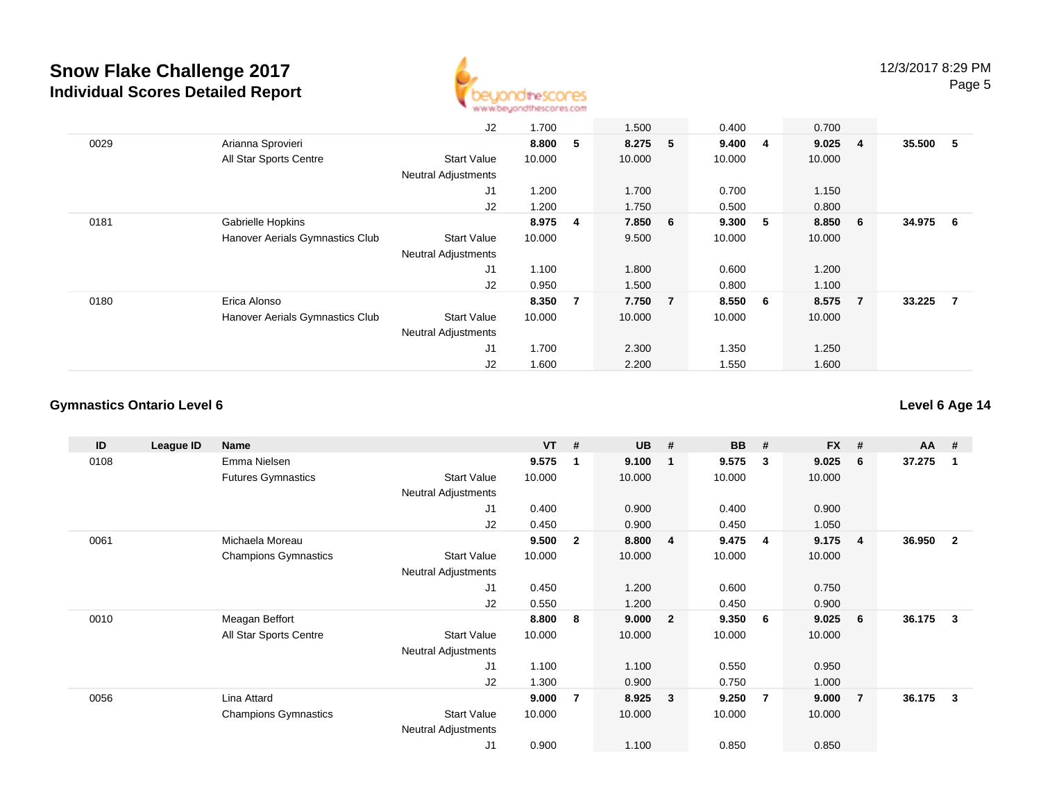# Snow Flake Challenge 2017
## Individual Scores Detailed Report

| ID | League ID | Name | | VT | # | UB | # | BB | # | FX | # | AA | # |
|---|---|---|---|---|---|---|---|---|---|---|---|---|---|
| | | | J2 | 1.700 | | 1.500 | | 0.400 | | 0.700 | | | |
| 0029 | | Arianna Sprovieri | | **8.800** | **5** | **8.275** | **5** | **9.400** | **4** | **9.025** | **4** | **35.500** | **5** |
| | | All Star Sports Centre | Start Value | 10.000 | | 10.000 | | 10.000 | | 10.000 | | | |
| | | | Neutral Adjustments | | | | | | | | | | |
| | | | J1 | 1.200 | | 1.700 | | 0.700 | | 1.150 | | | |
| | | | J2 | 1.200 | | 1.750 | | 0.500 | | 0.800 | | | |
| 0181 | | Gabrielle Hopkins | | **8.975** | **4** | **7.850** | **6** | **9.300** | **5** | **8.850** | **6** | **34.975** | **6** |
| | | Hanover Aerials Gymnastics Club | Start Value | 10.000 | | 9.500 | | 10.000 | | 10.000 | | | |
| | | | Neutral Adjustments | | | | | | | | | | |
| | | | J1 | 1.100 | | 1.800 | | 0.600 | | 1.200 | | | |
| | | | J2 | 0.950 | | 1.500 | | 0.800 | | 1.100 | | | |
| 0180 | | Erica Alonso | | **8.350** | **7** | **7.750** | **7** | **8.550** | **6** | **8.575** | **7** | **33.225** | **7** |
| | | Hanover Aerials Gymnastics Club | Start Value | 10.000 | | 10.000 | | 10.000 | | 10.000 | | | |
| | | | Neutral Adjustments | | | | | | | | | | |
| | | | J1 | 1.700 | | 2.300 | | 1.350 | | 1.250 | | | |
| | | | J2 | 1.600 | | 2.200 | | 1.550 | | 1.600 | | | |

### Gymnastics Ontario Level 6

**Level 6 Age 14**

| ID | League ID | Name | | VT | # | UB | # | BB | # | FX | # | AA | # |
|---|---|---|---|---|---|---|---|---|---|---|---|---|---|
| 0108 | | Emma Nielsen | | **9.575** | **1** | **9.100** | **1** | **9.575** | **3** | **9.025** | **6** | **37.275** | **1** |
| | | Futures Gymnastics | Start Value | 10.000 | | 10.000 | | 10.000 | | 10.000 | | | |
| | | | Neutral Adjustments | | | | | | | | | | |
| | | | J1 | 0.400 | | 0.900 | | 0.400 | | 0.900 | | | |
| | | | J2 | 0.450 | | 0.900 | | 0.450 | | 1.050 | | | |
| 0061 | | Michaela Moreau | | **9.500** | **2** | **8.800** | **4** | **9.475** | **4** | **9.175** | **4** | **36.950** | **2** |
| | | Champions Gymnastics | Start Value | 10.000 | | 10.000 | | 10.000 | | 10.000 | | | |
| | | | Neutral Adjustments | | | | | | | | | | |
| | | | J1 | 0.450 | | 1.200 | | 0.600 | | 0.750 | | | |
| | | | J2 | 0.550 | | 1.200 | | 0.450 | | 0.900 | | | |
| 0010 | | Meagan Beffort | | **8.800** | **8** | **9.000** | **2** | **9.350** | **6** | **9.025** | **6** | **36.175** | **3** |
| | | All Star Sports Centre | Start Value | 10.000 | | 10.000 | | 10.000 | | 10.000 | | | |
| | | | Neutral Adjustments | | | | | | | | | | |
| | | | J1 | 1.100 | | 1.100 | | 0.550 | | 0.950 | | | |
| | | | J2 | 1.300 | | 0.900 | | 0.750 | | 1.000 | | | |
| 0056 | | Lina Attard | | **9.000** | **7** | **8.925** | **3** | **9.250** | **7** | **9.000** | **7** | **36.175** | **3** |
| | | Champions Gymnastics | Start Value | 10.000 | | 10.000 | | 10.000 | | 10.000 | | | |
| | | | Neutral Adjustments | | | | | | | | | | |
| | | | J1 | 0.900 | | 1.100 | | 0.850 | | 0.850 | | | |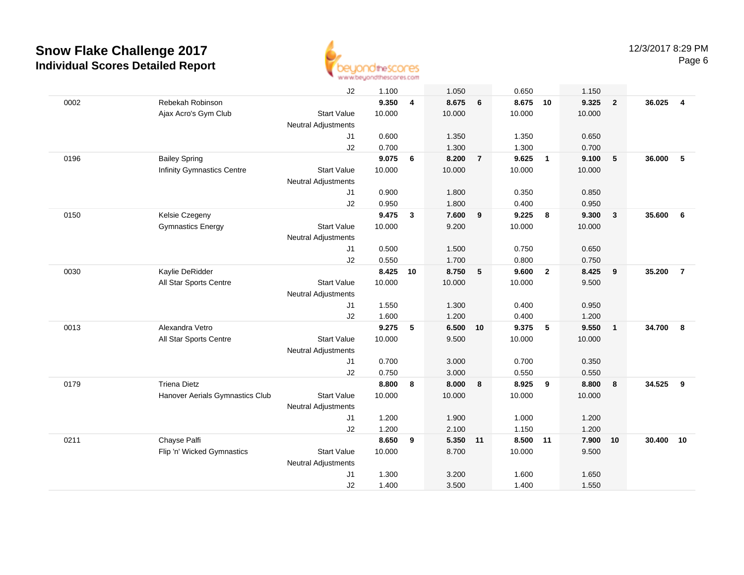# Snow Flake Challenge 2017
## Individual Scores Detailed Report

12/3/2017 8:29 PM

| | | | | | | | | | | | | |
|---|---|---|---|---|---|---|---|---|---|---|---|---|
| | | J2 | 1.100 | | 1.050 | | 0.650 | | 1.150 | | | |
| 0002 | Rebekah Robinson | | **9.350** | **4** | **8.675** | **6** | **8.675** | **10** | **9.325** | **2** | **36.025** | **4** |
| | Ajax Acro's Gym Club | Start Value | 10.000 | | 10.000 | | 10.000 | | 10.000 | | | |
| | | Neutral Adjustments | | | | | | | | | | |
| | | J1 | 0.600 | | 1.350 | | 1.350 | | 0.650 | | | |
| | | J2 | 0.700 | | 1.300 | | 1.300 | | 0.700 | | | |
| 0196 | Bailey Spring | | **9.075** | **6** | **8.200** | **7** | **9.625** | **1** | **9.100** | **5** | **36.000** | **5** |
| | Infinity Gymnastics Centre | Start Value | 10.000 | | 10.000 | | 10.000 | | 10.000 | | | |
| | | Neutral Adjustments | | | | | | | | | | |
| | | J1 | 0.900 | | 1.800 | | 0.350 | | 0.850 | | | |
| | | J2 | 0.950 | | 1.800 | | 0.400 | | 0.950 | | | |
| 0150 | Kelsie Czegeny | | **9.475** | **3** | **7.600** | **9** | **9.225** | **8** | **9.300** | **3** | **35.600** | **6** |
| | Gymnastics Energy | Start Value | 10.000 | | 9.200 | | 10.000 | | 10.000 | | | |
| | | Neutral Adjustments | | | | | | | | | | |
| | | J1 | 0.500 | | 1.500 | | 0.750 | | 0.650 | | | |
| | | J2 | 0.550 | | 1.700 | | 0.800 | | 0.750 | | | |
| 0030 | Kaylie DeRidder | | **8.425** | **10** | **8.750** | **5** | **9.600** | **2** | **8.425** | **9** | **35.200** | **7** |
| | All Star Sports Centre | Start Value | 10.000 | | 10.000 | | 10.000 | | 9.500 | | | |
| | | Neutral Adjustments | | | | | | | | | | |
| | | J1 | 1.550 | | 1.300 | | 0.400 | | 0.950 | | | |
| | | J2 | 1.600 | | 1.200 | | 0.400 | | 1.200 | | | |
| 0013 | Alexandra Vetro | | **9.275** | **5** | **6.500** | **10** | **9.375** | **5** | **9.550** | **1** | **34.700** | **8** |
| | All Star Sports Centre | Start Value | 10.000 | | 9.500 | | 10.000 | | 10.000 | | | |
| | | Neutral Adjustments | | | | | | | | | | |
| | | J1 | 0.700 | | 3.000 | | 0.700 | | 0.350 | | | |
| | | J2 | 0.750 | | 3.000 | | 0.550 | | 0.550 | | | |
| 0179 | Triena Dietz | | **8.800** | **8** | **8.000** | **8** | **8.925** | **9** | **8.800** | **8** | **34.525** | **9** |
| | Hanover Aerials Gymnastics Club | Start Value | 10.000 | | 10.000 | | 10.000 | | 10.000 | | | |
| | | Neutral Adjustments | | | | | | | | | | |
| | | J1 | 1.200 | | 1.900 | | 1.000 | | 1.200 | | | |
| | | J2 | 1.200 | | 2.100 | | 1.150 | | 1.200 | | | |
| 0211 | Chayse Palfi | | **8.650** | **9** | **5.350** | **11** | **8.500** | **11** | **7.900** | **10** | **30.400** | **10** |
| | Flip 'n' Wicked Gymnastics | Start Value | 10.000 | | 8.700 | | 10.000 | | 9.500 | | | |
| | | Neutral Adjustments | | | | | | | | | | |
| | | J1 | 1.300 | | 3.200 | | 1.600 | | 1.650 | | | |
| | | J2 | 1.400 | | 3.500 | | 1.400 | | 1.550 | | | |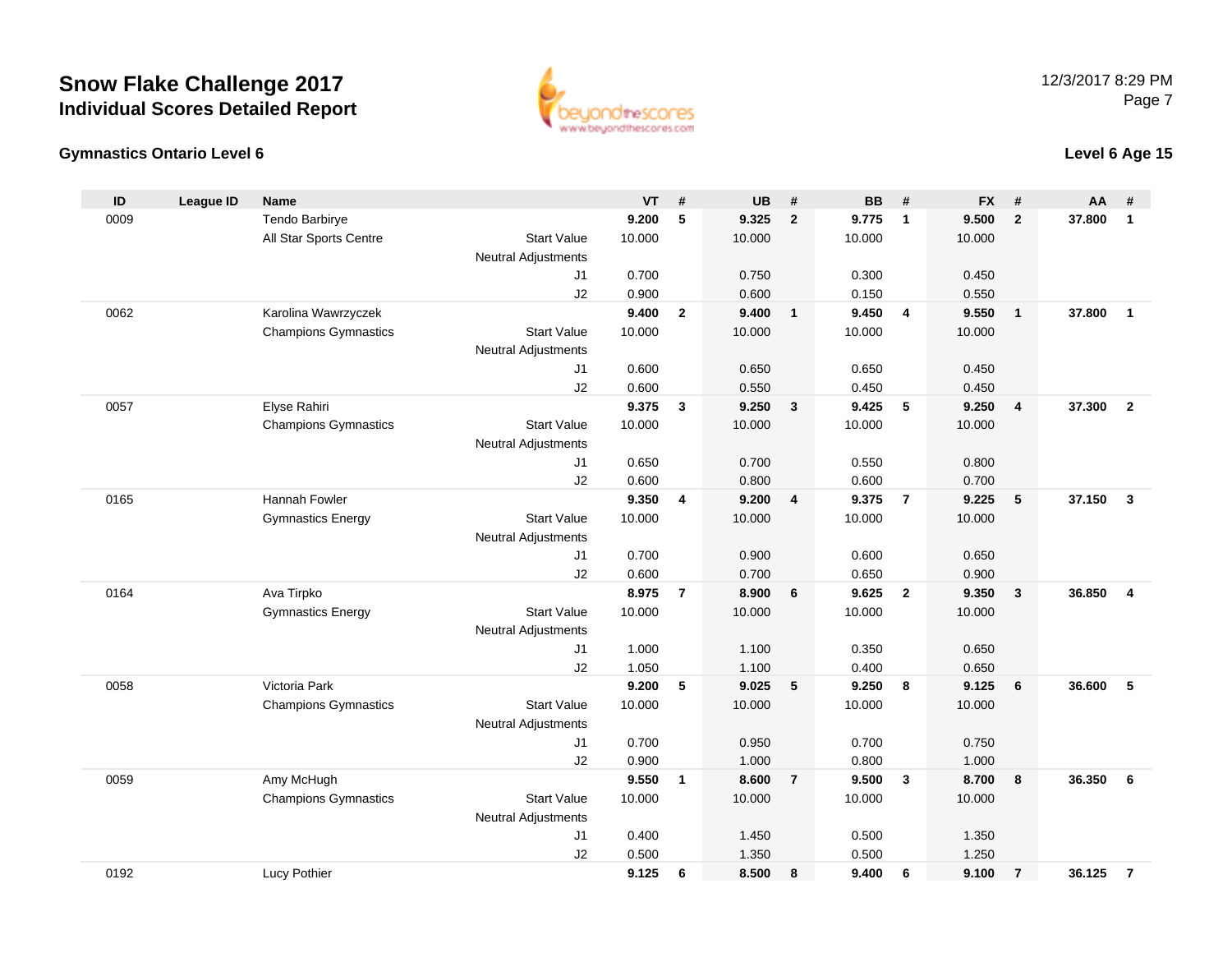# Snow Flake Challenge 2017

## Individual Scores Detailed Report

12/3/2017 8:29 PM

### Gymnastics Ontario Level 6

### Level 6 Age 15

| ID | League ID | Name | | VT | # | UB | # | BB | # | FX | # | AA | # |
|---|---|---|---|---|---|---|---|---|---|---|---|---|---|
| 0009 | | Tendo Barbirye | | **9.200** | **5** | **9.325** | **2** | **9.775** | **1** | **9.500** | **2** | **37.800** | **1** |
| | | All Star Sports Centre | Start Value | 10.000 | | 10.000 | | 10.000 | | 10.000 | | | |
| | | | Neutral Adjustments | | | | | | | | | | |
| | | | J1 | 0.700 | | 0.750 | | 0.300 | | 0.450 | | | |
| | | | J2 | 0.900 | | 0.600 | | 0.150 | | 0.550 | | | |
| 0062 | | Karolina Wawrzyczek | | **9.400** | **2** | **9.400** | **1** | **9.450** | **4** | **9.550** | **1** | **37.800** | **1** |
| | | Champions Gymnastics | Start Value | 10.000 | | 10.000 | | 10.000 | | 10.000 | | | |
| | | | Neutral Adjustments | | | | | | | | | | |
| | | | J1 | 0.600 | | 0.650 | | 0.650 | | 0.450 | | | |
| | | | J2 | 0.600 | | 0.550 | | 0.450 | | 0.450 | | | |
| 0057 | | Elyse Rahiri | | **9.375** | **3** | **9.250** | **3** | **9.425** | **5** | **9.250** | **4** | **37.300** | **2** |
| | | Champions Gymnastics | Start Value | 10.000 | | 10.000 | | 10.000 | | 10.000 | | | |
| | | | Neutral Adjustments | | | | | | | | | | |
| | | | J1 | 0.650 | | 0.700 | | 0.550 | | 0.800 | | | |
| | | | J2 | 0.600 | | 0.800 | | 0.600 | | 0.700 | | | |
| 0165 | | Hannah Fowler | | **9.350** | **4** | **9.200** | **4** | **9.375** | **7** | **9.225** | **5** | **37.150** | **3** |
| | | Gymnastics Energy | Start Value | 10.000 | | 10.000 | | 10.000 | | 10.000 | | | |
| | | | Neutral Adjustments | | | | | | | | | | |
| | | | J1 | 0.700 | | 0.900 | | 0.600 | | 0.650 | | | |
| | | | J2 | 0.600 | | 0.700 | | 0.650 | | 0.900 | | | |
| 0164 | | Ava Tirpko | | **8.975** | **7** | **8.900** | **6** | **9.625** | **2** | **9.350** | **3** | **36.850** | **4** |
| | | Gymnastics Energy | Start Value | 10.000 | | 10.000 | | 10.000 | | 10.000 | | | |
| | | | Neutral Adjustments | | | | | | | | | | |
| | | | J1 | 1.000 | | 1.100 | | 0.350 | | 0.650 | | | |
| | | | J2 | 1.050 | | 1.100 | | 0.400 | | 0.650 | | | |
| 0058 | | Victoria Park | | **9.200** | **5** | **9.025** | **5** | **9.250** | **8** | **9.125** | **6** | **36.600** | **5** |
| | | Champions Gymnastics | Start Value | 10.000 | | 10.000 | | 10.000 | | 10.000 | | | |
| | | | Neutral Adjustments | | | | | | | | | | |
| | | | J1 | 0.700 | | 0.950 | | 0.700 | | 0.750 | | | |
| | | | J2 | 0.900 | | 1.000 | | 0.800 | | 1.000 | | | |
| 0059 | | Amy McHugh | | **9.550** | **1** | **8.600** | **7** | **9.500** | **3** | **8.700** | **8** | **36.350** | **6** |
| | | Champions Gymnastics | Start Value | 10.000 | | 10.000 | | 10.000 | | 10.000 | | | |
| | | | Neutral Adjustments | | | | | | | | | | |
| | | | J1 | 0.400 | | 1.450 | | 0.500 | | 1.350 | | | |
| | | | J2 | 0.500 | | 1.350 | | 0.500 | | 1.250 | | | |
| 0192 | | Lucy Pothier | | **9.125** | **6** | **8.500** | **8** | **9.400** | **6** | **9.100** | **7** | **36.125** | **7** |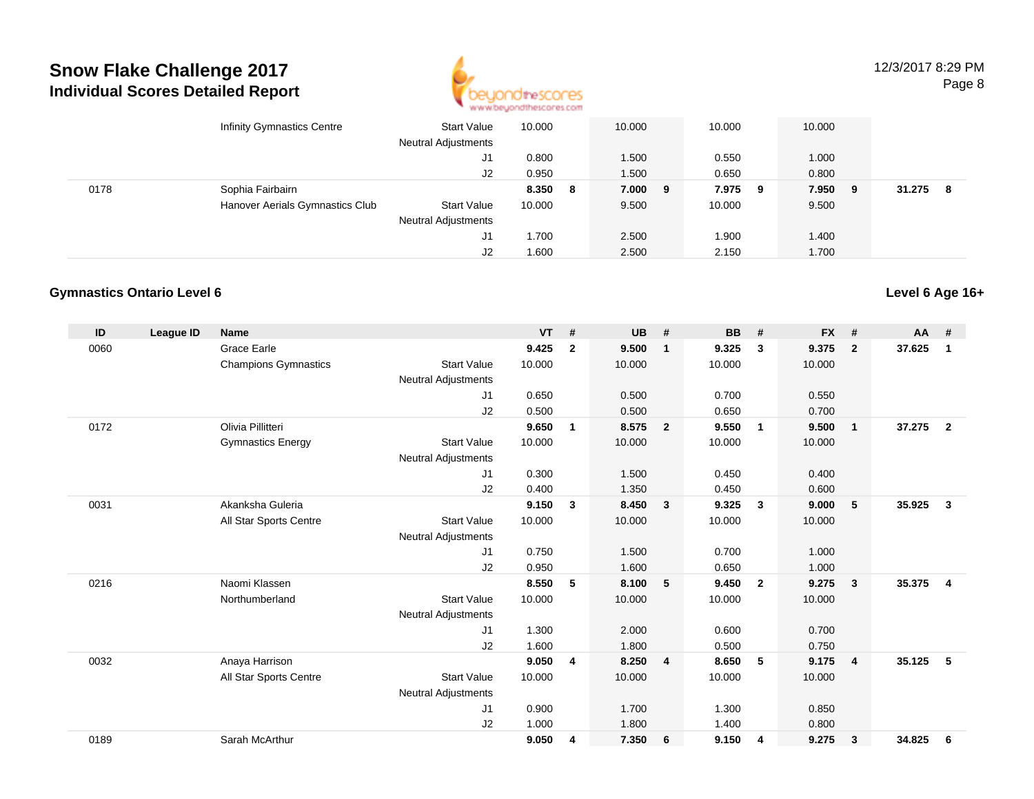# Snow Flake Challenge 2017
## Individual Scores Detailed Report

| ID | League ID | Name | | VT | # | UB | # | BB | # | FX | # | AA | # |
|---|---|---|---|---|---|---|---|---|---|---|---|---|---|
| | | Infinity Gymnastics Centre | Start Value | 10.000 | | 10.000 | | 10.000 | | 10.000 | | | |
| | | | Neutral Adjustments | | | | | | | | | | |
| | | | J1 | 0.800 | | 1.500 | | 0.550 | | 1.000 | | | |
| | | | J2 | 0.950 | | 1.500 | | 0.650 | | 0.800 | | | |
| 0178 | | Sophia Fairbairn | | **8.350** | **8** | **7.000** | **9** | **7.975** | **9** | **7.950** | **9** | **31.275** | **8** |
| | | Hanover Aerials Gymnastics Club | Start Value | 10.000 | | 9.500 | | 10.000 | | 9.500 | | | |
| | | | Neutral Adjustments | | | | | | | | | | |
| | | | J1 | 1.700 | | 2.500 | | 1.900 | | 1.400 | | | |
| | | | J2 | 1.600 | | 2.500 | | 2.150 | | 1.700 | | | |

### Gymnastics Ontario Level 6

**Level 6 Age 16+**

| ID | League ID | Name | | VT | # | UB | # | BB | # | FX | # | AA | # |
|---|---|---|---|---|---|---|---|---|---|---|---|---|---|
| 0060 | | Grace Earle | | **9.425** | **2** | **9.500** | **1** | **9.325** | **3** | **9.375** | **2** | **37.625** | **1** |
| | | Champions Gymnastics | Start Value | 10.000 | | 10.000 | | 10.000 | | 10.000 | | | |
| | | | Neutral Adjustments | | | | | | | | | | |
| | | | J1 | 0.650 | | 0.500 | | 0.700 | | 0.550 | | | |
| | | | J2 | 0.500 | | 0.500 | | 0.650 | | 0.700 | | | |
| 0172 | | Olivia Pillitteri | | **9.650** | **1** | **8.575** | **2** | **9.550** | **1** | **9.500** | **1** | **37.275** | **2** |
| | | Gymnastics Energy | Start Value | 10.000 | | 10.000 | | 10.000 | | 10.000 | | | |
| | | | Neutral Adjustments | | | | | | | | | | |
| | | | J1 | 0.300 | | 1.500 | | 0.450 | | 0.400 | | | |
| | | | J2 | 0.400 | | 1.350 | | 0.450 | | 0.600 | | | |
| 0031 | | Akanksha Guleria | | **9.150** | **3** | **8.450** | **3** | **9.325** | **3** | **9.000** | **5** | **35.925** | **3** |
| | | All Star Sports Centre | Start Value | 10.000 | | 10.000 | | 10.000 | | 10.000 | | | |
| | | | Neutral Adjustments | | | | | | | | | | |
| | | | J1 | 0.750 | | 1.500 | | 0.700 | | 1.000 | | | |
| | | | J2 | 0.950 | | 1.600 | | 0.650 | | 1.000 | | | |
| 0216 | | Naomi Klassen | | **8.550** | **5** | **8.100** | **5** | **9.450** | **2** | **9.275** | **3** | **35.375** | **4** |
| | | Northumberland | Start Value | 10.000 | | 10.000 | | 10.000 | | 10.000 | | | |
| | | | Neutral Adjustments | | | | | | | | | | |
| | | | J1 | 1.300 | | 2.000 | | 0.600 | | 0.700 | | | |
| | | | J2 | 1.600 | | 1.800 | | 0.500 | | 0.750 | | | |
| 0032 | | Anaya Harrison | | **9.050** | **4** | **8.250** | **4** | **8.650** | **5** | **9.175** | **4** | **35.125** | **5** |
| | | All Star Sports Centre | Start Value | 10.000 | | 10.000 | | 10.000 | | 10.000 | | | |
| | | | Neutral Adjustments | | | | | | | | | | |
| | | | J1 | 0.900 | | 1.700 | | 1.300 | | 0.850 | | | |
| | | | J2 | 1.000 | | 1.800 | | 1.400 | | 0.800 | | | |
| 0189 | | Sarah McArthur | | **9.050** | **4** | **7.350** | **6** | **9.150** | **4** | **9.275** | **3** | **34.825** | **6** |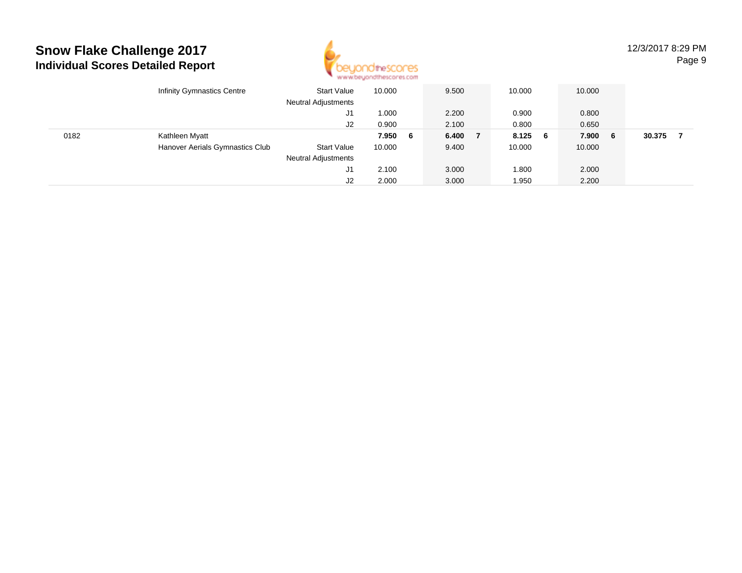# Snow Flake Challenge 2017
## Individual Scores Detailed Report

| | | | | | | | | | | | | |
|---|---|---|---|---|---|---|---|---|---|---|---|---|
| | Infinity Gymnastics Centre | Start Value | 10.000 | | 9.500 | | 10.000 | | 10.000 | | | |
| | | Neutral Adjustments | | | | | | | | | | |
| | | J1 | 1.000 | | 2.200 | | 0.900 | | 0.800 | | | |
| | | J2 | 0.900 | | 2.100 | | 0.800 | | 0.650 | | | |
| 0182 | Kathleen Myatt | | **7.950** | **6** | **6.400** | **7** | **8.125** | **6** | **7.900** | **6** | **30.375** | **7** |
| | Hanover Aerials Gymnastics Club | Start Value | 10.000 | | 9.400 | | 10.000 | | 10.000 | | | |
| | | Neutral Adjustments | | | | | | | | | | |
| | | J1 | 2.100 | | 3.000 | | 1.800 | | 2.000 | | | |
| | | J2 | 2.000 | | 3.000 | | 1.950 | | 2.200 | | | |